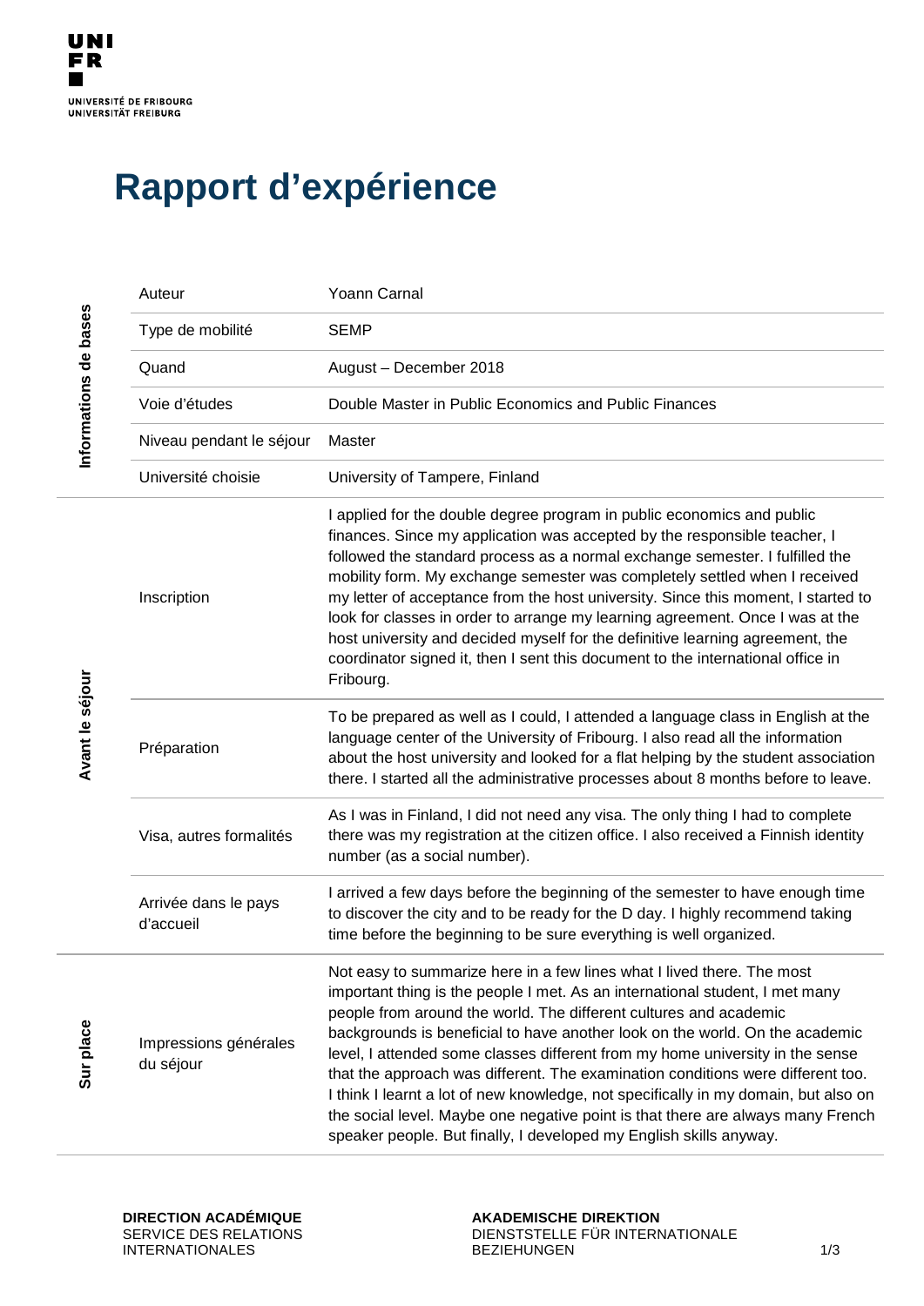UNI
FR

UNIVERSITÉ DE FRIBOURG
UNIVERSITÄT FREIBURG

# Rapport d'expérience

| Section | Champ | Contenu |
|---|---|---|
| Informations de bases | Auteur | Yoann Carnal |
| | Type de mobilité | SEMP |
| | Quand | August – December 2018 |
| | Voie d'études | Double Master in Public Economics and Public Finances |
| | Niveau pendant le séjour | Master |
| | Université choisie | University of Tampere, Finland |
| Avant le séjour | Inscription | I applied for the double degree program in public economics and public finances. Since my application was accepted by the responsible teacher, I followed the standard process as a normal exchange semester. I fulfilled the mobility form. My exchange semester was completely settled when I received my letter of acceptance from the host university. Since this moment, I started to look for classes in order to arrange my learning agreement. Once I was at the host university and decided myself for the definitive learning agreement, the coordinator signed it, then I sent this document to the international office in Fribourg. |
| | Préparation | To be prepared as well as I could, I attended a language class in English at the language center of the University of Fribourg. I also read all the information about the host university and looked for a flat helping by the student association there. I started all the administrative processes about 8 months before to leave. |
| | Visa, autres formalités | As I was in Finland, I did not need any visa. The only thing I had to complete there was my registration at the citizen office. I also received a Finnish identity number (as a social number). |
| | Arrivée dans le pays d'accueil | I arrived a few days before the beginning of the semester to have enough time to discover the city and to be ready for the D day. I highly recommend taking time before the beginning to be sure everything is well organized. |
| Sur place | Impressions générales du séjour | Not easy to summarize here in a few lines what I lived there. The most important thing is the people I met. As an international student, I met many people from around the world. The different cultures and academic backgrounds is beneficial to have another look on the world. On the academic level, I attended some classes different from my home university in the sense that the approach was different. The examination conditions were different too. I think I learnt a lot of new knowledge, not specifically in my domain, but also on the social level. Maybe one negative point is that there are always many French speaker people. But finally, I developed my English skills anyway. |

**DIRECTION ACADÉMIQUE**
SERVICE DES RELATIONS INTERNATIONALES

**AKADEMISCHE DIREKTION**
DIENSTSTELLE FÜR INTERNATIONALE BEZIEHUNGEN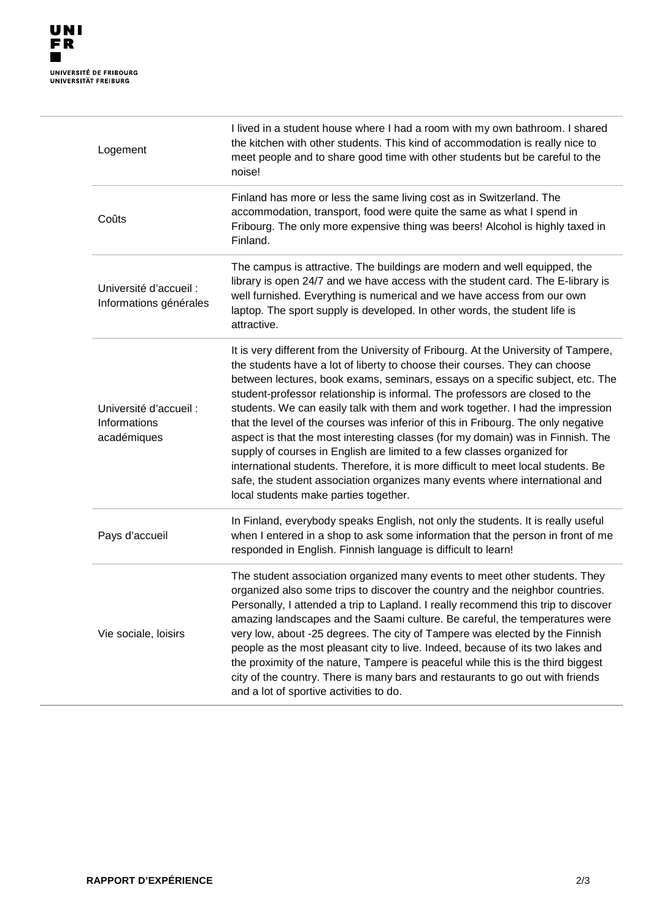| | |
|---|---|
| Logement | I lived in a student house where I had a room with my own bathroom. I shared the kitchen with other students. This kind of accommodation is really nice to meet people and to share good time with other students but be careful to the noise! |
| Coûts | Finland has more or less the same living cost as in Switzerland. The accommodation, transport, food were quite the same as what I spend in Fribourg. The only more expensive thing was beers! Alcohol is highly taxed in Finland. |
| Université d'accueil : Informations générales | The campus is attractive. The buildings are modern and well equipped, the library is open 24/7 and we have access with the student card. The E-library is well furnished. Everything is numerical and we have access from our own laptop. The sport supply is developed. In other words, the student life is attractive. |
| Université d'accueil : Informations académiques | It is very different from the University of Fribourg. At the University of Tampere, the students have a lot of liberty to choose their courses. They can choose between lectures, book exams, seminars, essays on a specific subject, etc. The student-professor relationship is informal. The professors are closed to the students. We can easily talk with them and work together. I had the impression that the level of the courses was inferior of this in Fribourg. The only negative aspect is that the most interesting classes (for my domain) was in Finnish. The supply of courses in English are limited to a few classes organized for international students. Therefore, it is more difficult to meet local students. Be safe, the student association organizes many events where international and local students make parties together. |
| Pays d'accueil | In Finland, everybody speaks English, not only the students. It is really useful when I entered in a shop to ask some information that the person in front of me responded in English. Finnish language is difficult to learn! |
| Vie sociale, loisirs | The student association organized many events to meet other students. They organized also some trips to discover the country and the neighbor countries. Personally, I attended a trip to Lapland. I really recommend this trip to discover amazing landscapes and the Saami culture. Be careful, the temperatures were very low, about -25 degrees. The city of Tampere was elected by the Finnish people as the most pleasant city to live. Indeed, because of its two lakes and the proximity of the nature, Tampere is peaceful while this is the third biggest city of the country. There is many bars and restaurants to go out with friends and a lot of sportive activities to do. |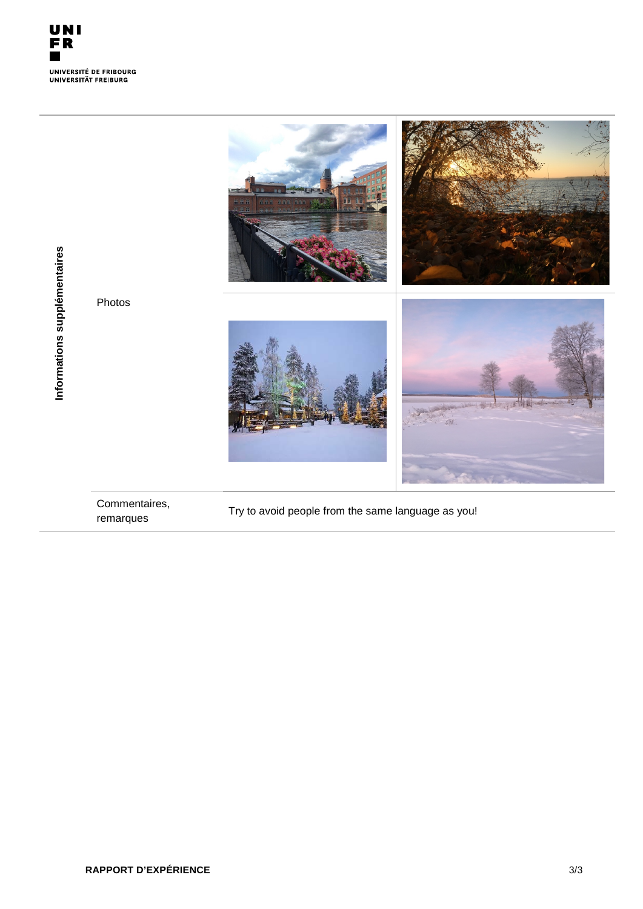| Informations supplémentaires | | |
| --- | --- | --- |
| | Photos | |
| | Commentaires, remarques | Try to avoid people from the same language as you! |